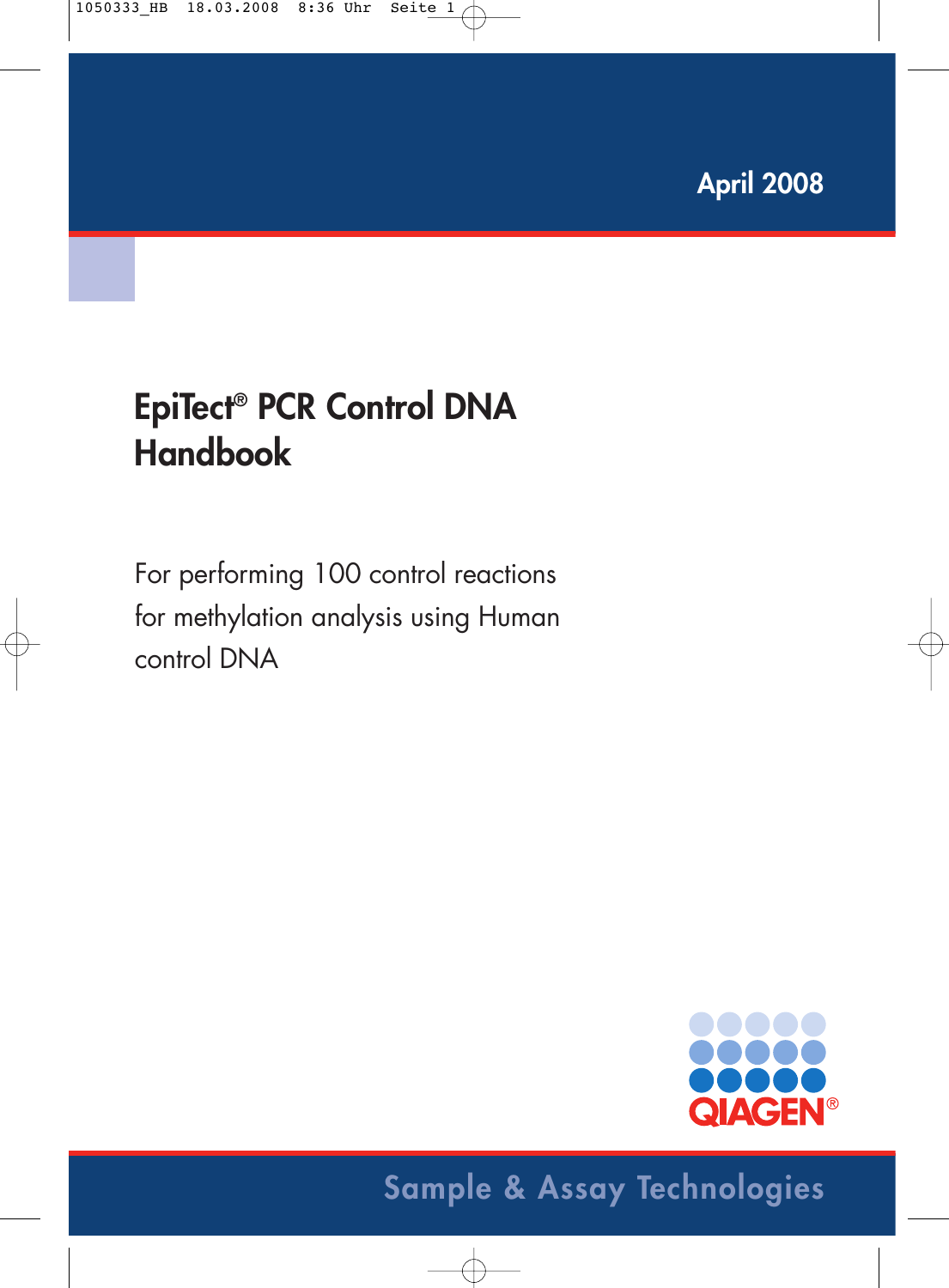April 2008

# EpiTect® PCR Control DNA Handbook

For performing 100 control reactions for methylation analysis using Human control DNA

QIAGEN®

Sample & Assay Technologies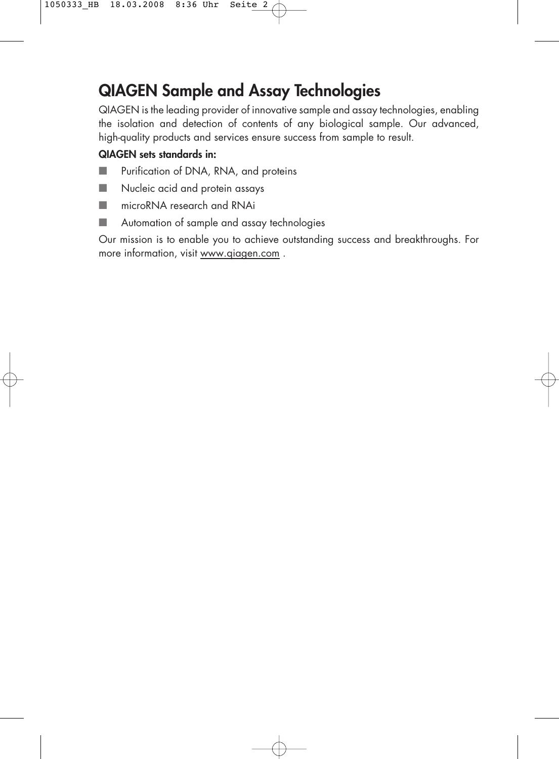# QIAGEN Sample and Assay Technologies

QIAGEN is the leading provider of innovative sample and assay technologies, enabling the isolation and detection of contents of any biological sample. Our advanced, high-quality products and services ensure success from sample to result.

**QIAGEN sets standards in:**

- Purification of DNA, RNA, and proteins
- Nucleic acid and protein assays
- microRNA research and RNAi
- Automation of sample and assay technologies

Our mission is to enable you to achieve outstanding success and breakthroughs. For more information, visit www.qiagen.com .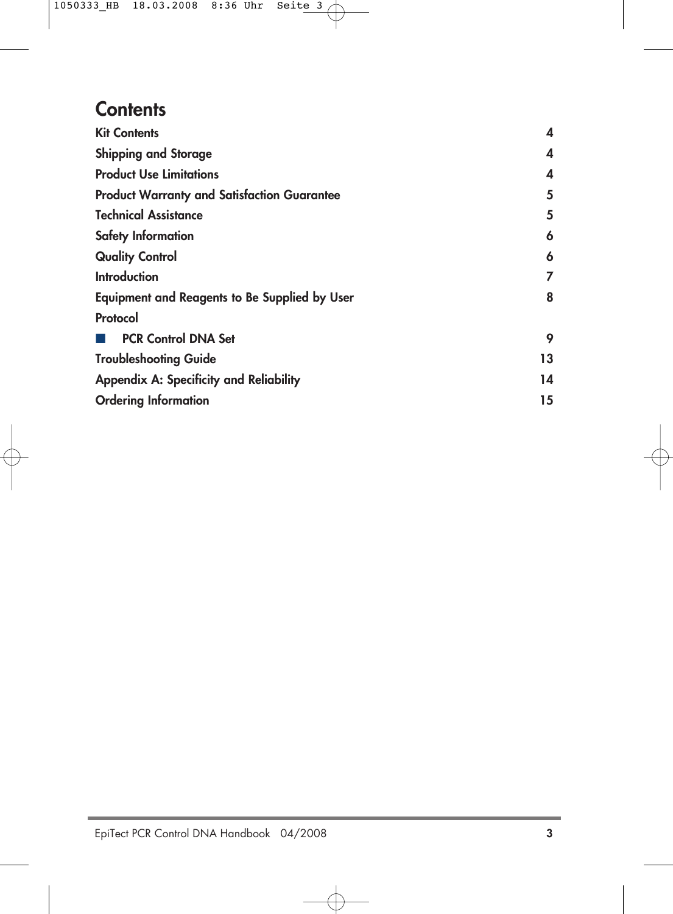# Contents

| | |
|---|---|
| Kit Contents | 4 |
| Shipping and Storage | 4 |
| Product Use Limitations | 4 |
| Product Warranty and Satisfaction Guarantee | 5 |
| Technical Assistance | 5 |
| Safety Information | 6 |
| Quality Control | 6 |
| Introduction | 7 |
| Equipment and Reagents to Be Supplied by User | 8 |
| Protocol | |
| ■ PCR Control DNA Set | 9 |
| Troubleshooting Guide | 13 |
| Appendix A: Specificity and Reliability | 14 |
| Ordering Information | 15 |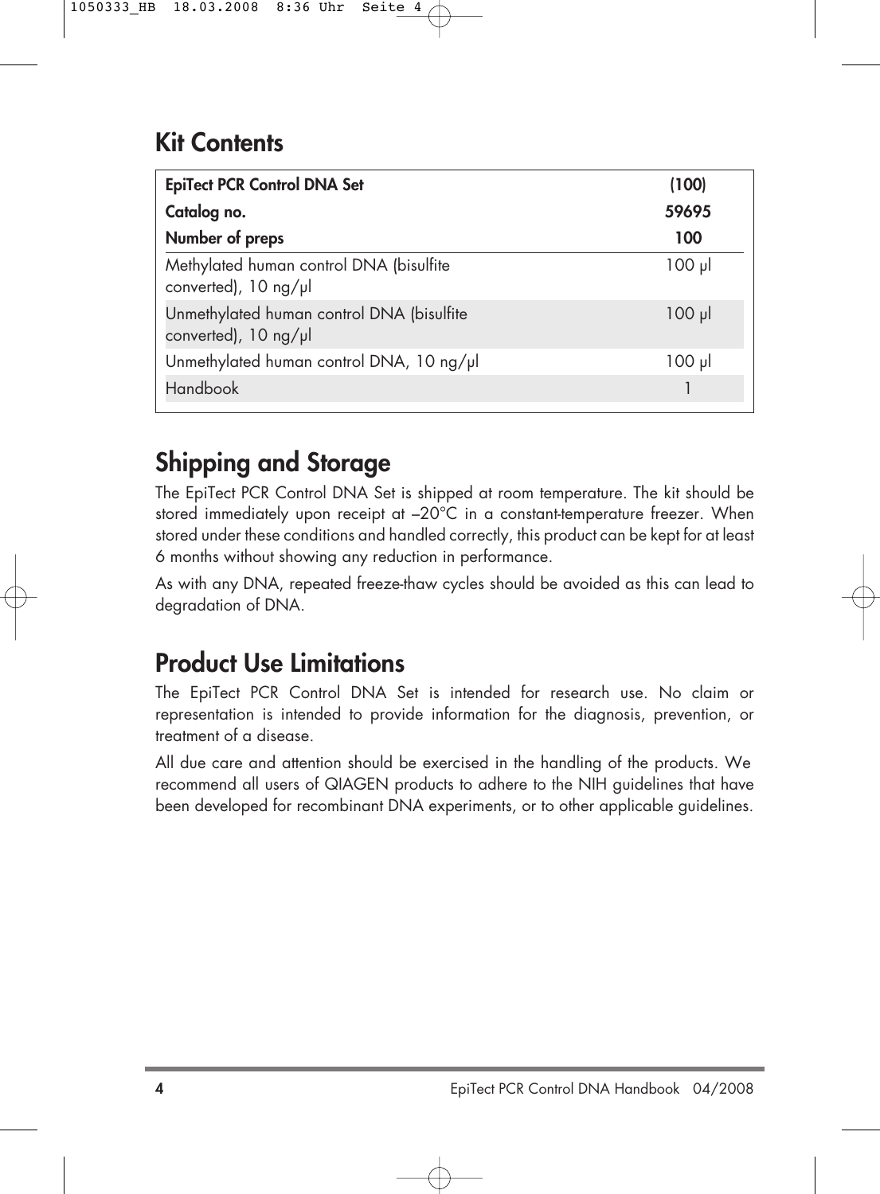# Kit Contents

| EpiTect PCR Control DNA Set | (100) |
|---|---|
| **Catalog no.** | **59695** |
| **Number of preps** | **100** |
| Methylated human control DNA (bisulfite converted), 10 ng/µl | 100 µl |
| Unmethylated human control DNA (bisulfite converted), 10 ng/µl | 100 µl |
| Unmethylated human control DNA, 10 ng/µl | 100 µl |
| Handbook | 1 |

# Shipping and Storage

The EpiTect PCR Control DNA Set is shipped at room temperature. The kit should be stored immediately upon receipt at –20°C in a constant-temperature freezer. When stored under these conditions and handled correctly, this product can be kept for at least 6 months without showing any reduction in performance.

As with any DNA, repeated freeze-thaw cycles should be avoided as this can lead to degradation of DNA.

# Product Use Limitations

The EpiTect PCR Control DNA Set is intended for research use. No claim or representation is intended to provide information for the diagnosis, prevention, or treatment of a disease.

All due care and attention should be exercised in the handling of the products. We recommend all users of QIAGEN products to adhere to the NIH guidelines that have been developed for recombinant DNA experiments, or to other applicable guidelines.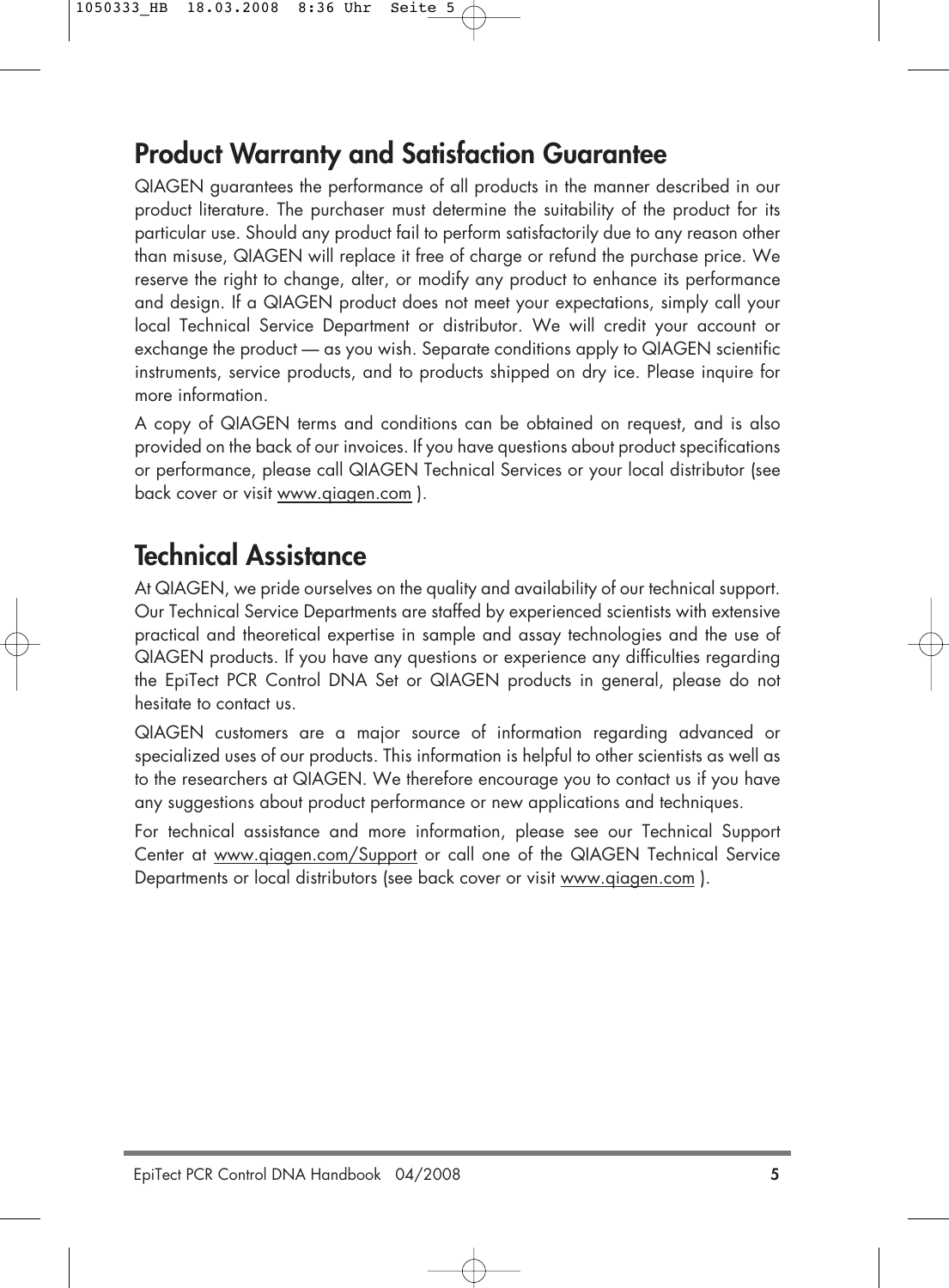## Product Warranty and Satisfaction Guarantee

QIAGEN guarantees the performance of all products in the manner described in our product literature. The purchaser must determine the suitability of the product for its particular use. Should any product fail to perform satisfactorily due to any reason other than misuse, QIAGEN will replace it free of charge or refund the purchase price. We reserve the right to change, alter, or modify any product to enhance its performance and design. If a QIAGEN product does not meet your expectations, simply call your local Technical Service Department or distributor. We will credit your account or exchange the product — as you wish. Separate conditions apply to QIAGEN scientific instruments, service products, and to products shipped on dry ice. Please inquire for more information.

A copy of QIAGEN terms and conditions can be obtained on request, and is also provided on the back of our invoices. If you have questions about product specifications or performance, please call QIAGEN Technical Services or your local distributor (see back cover or visit www.qiagen.com ).

## Technical Assistance

At QIAGEN, we pride ourselves on the quality and availability of our technical support. Our Technical Service Departments are staffed by experienced scientists with extensive practical and theoretical expertise in sample and assay technologies and the use of QIAGEN products. If you have any questions or experience any difficulties regarding the EpiTect PCR Control DNA Set or QIAGEN products in general, please do not hesitate to contact us.

QIAGEN customers are a major source of information regarding advanced or specialized uses of our products. This information is helpful to other scientists as well as to the researchers at QIAGEN. We therefore encourage you to contact us if you have any suggestions about product performance or new applications and techniques.

For technical assistance and more information, please see our Technical Support Center at www.qiagen.com/Support or call one of the QIAGEN Technical Service Departments or local distributors (see back cover or visit www.qiagen.com ).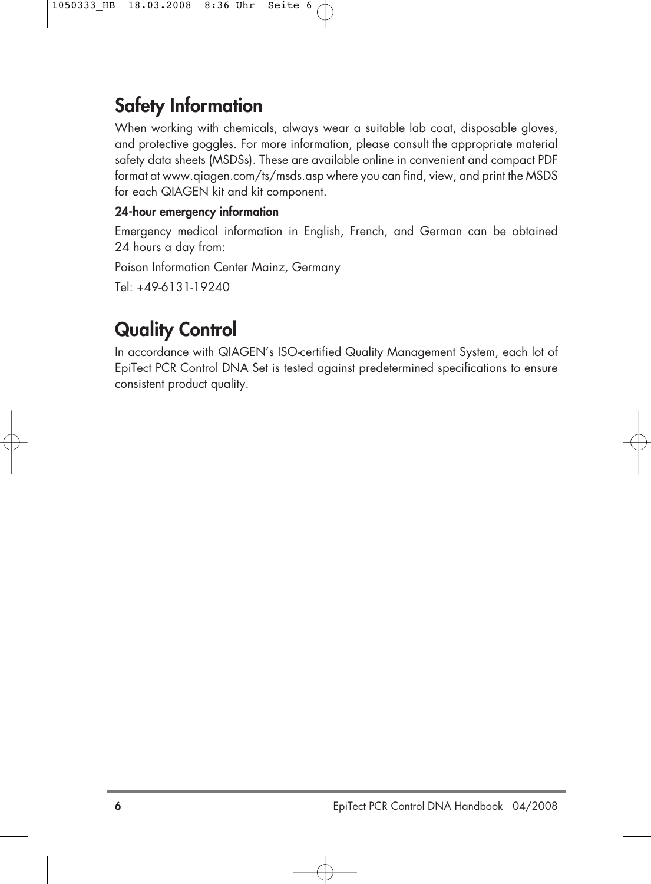# Safety Information

When working with chemicals, always wear a suitable lab coat, disposable gloves, and protective goggles. For more information, please consult the appropriate material safety data sheets (MSDSs). These are available online in convenient and compact PDF format at www.qiagen.com/ts/msds.asp where you can find, view, and print the MSDS for each QIAGEN kit and kit component.

**24-hour emergency information**

Emergency medical information in English, French, and German can be obtained 24 hours a day from:

Poison Information Center Mainz, Germany

Tel: +49-6131-19240

# Quality Control

In accordance with QIAGEN's ISO-certified Quality Management System, each lot of EpiTect PCR Control DNA Set is tested against predetermined specifications to ensure consistent product quality.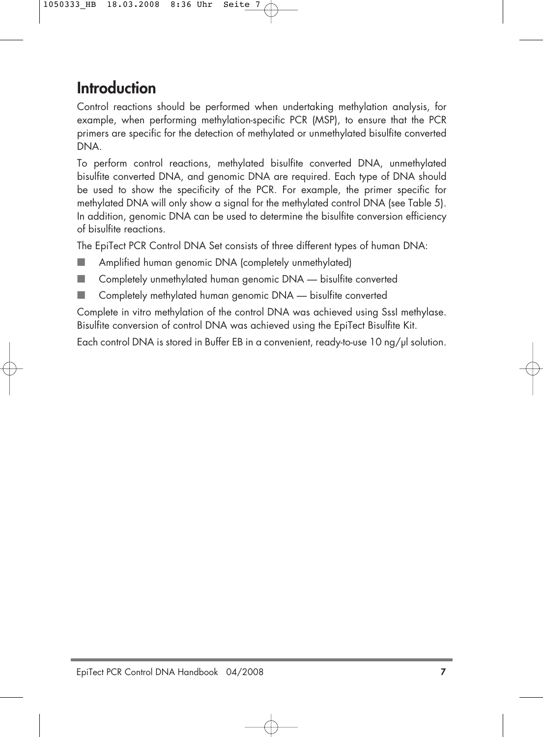# Introduction

Control reactions should be performed when undertaking methylation analysis, for example, when performing methylation-specific PCR (MSP), to ensure that the PCR primers are specific for the detection of methylated or unmethylated bisulfite converted DNA.

To perform control reactions, methylated bisulfite converted DNA, unmethylated bisulfite converted DNA, and genomic DNA are required. Each type of DNA should be used to show the specificity of the PCR. For example, the primer specific for methylated DNA will only show a signal for the methylated control DNA (see Table 5). In addition, genomic DNA can be used to determine the bisulfite conversion efficiency of bisulfite reactions.

The EpiTect PCR Control DNA Set consists of three different types of human DNA:

- Amplified human genomic DNA (completely unmethylated)
- Completely unmethylated human genomic DNA — bisulfite converted
- Completely methylated human genomic DNA — bisulfite converted

Complete in vitro methylation of the control DNA was achieved using SssI methylase. Bisulfite conversion of control DNA was achieved using the EpiTect Bisulfite Kit.

Each control DNA is stored in Buffer EB in a convenient, ready-to-use 10 ng/µl solution.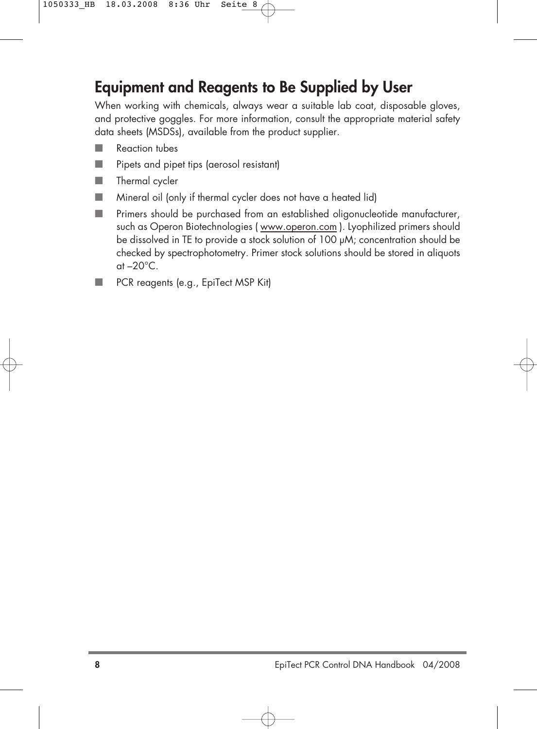## Equipment and Reagents to Be Supplied by User

When working with chemicals, always wear a suitable lab coat, disposable gloves, and protective goggles. For more information, consult the appropriate material safety data sheets (MSDSs), available from the product supplier.

- Reaction tubes
- Pipets and pipet tips (aerosol resistant)
- Thermal cycler
- Mineral oil (only if thermal cycler does not have a heated lid)
- Primers should be purchased from an established oligonucleotide manufacturer, such as Operon Biotechnologies ( www.operon.com ). Lyophilized primers should be dissolved in TE to provide a stock solution of 100 μM; concentration should be checked by spectrophotometry. Primer stock solutions should be stored in aliquots at –20°C.
- PCR reagents (e.g., EpiTect MSP Kit)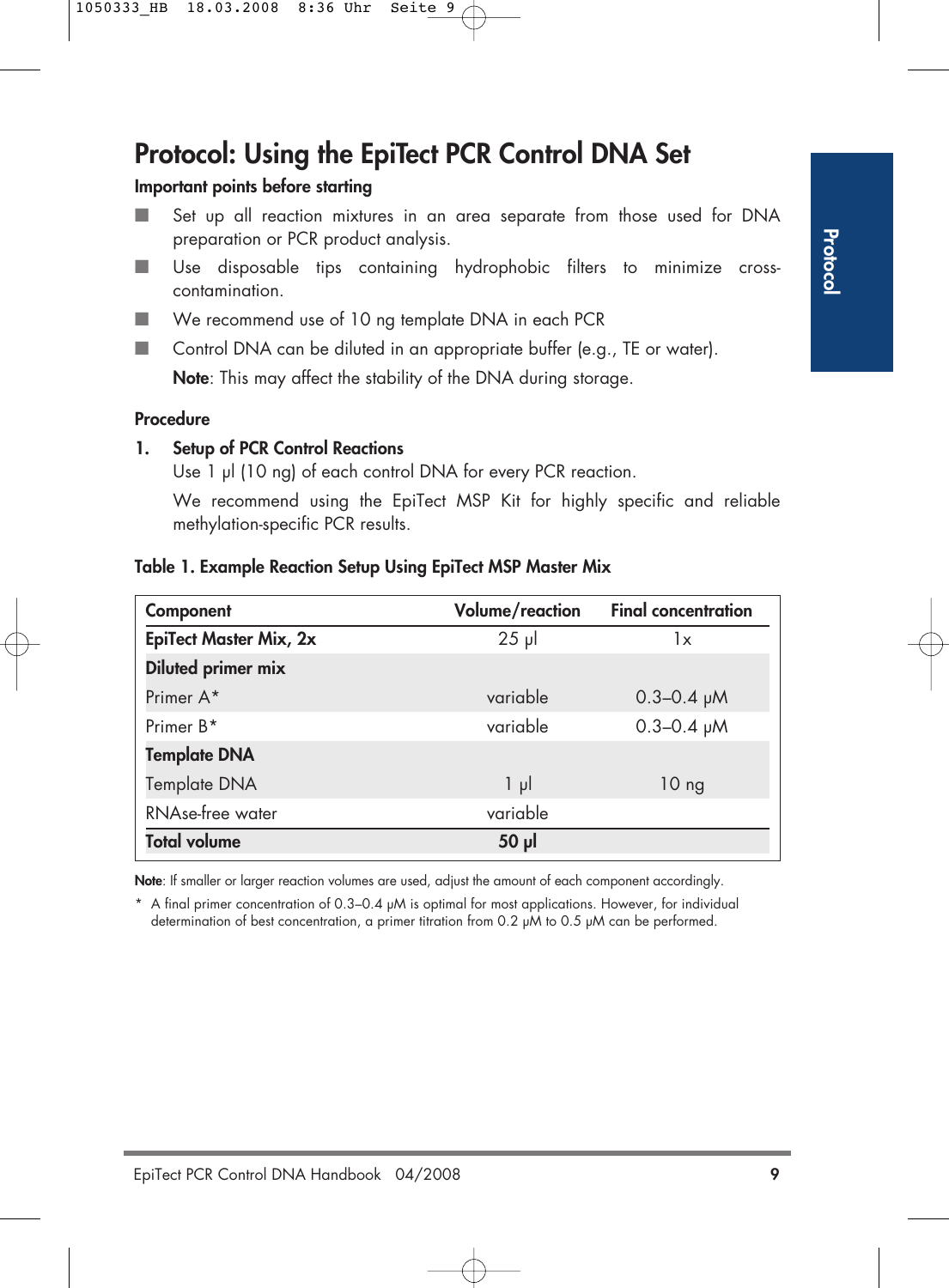# Protocol: Using the EpiTect PCR Control DNA Set

### Important points before starting

- Set up all reaction mixtures in an area separate from those used for DNA preparation or PCR product analysis.
- Use disposable tips containing hydrophobic filters to minimize cross-contamination.
- We recommend use of 10 ng template DNA in each PCR
- Control DNA can be diluted in an appropriate buffer (e.g., TE or water).

  **Note**: This may affect the stability of the DNA during storage.

### Procedure

1. **Setup of PCR Control Reactions**

   Use 1 µl (10 ng) of each control DNA for every PCR reaction.

   We recommend using the EpiTect MSP Kit for highly specific and reliable methylation-specific PCR results.

**Table 1. Example Reaction Setup Using EpiTect MSP Master Mix**

| Component | Volume/reaction | Final concentration |
|---|---|---|
| **EpiTect Master Mix, 2x** | 25 µl | 1x |
| **Diluted primer mix** | | |
| Primer A* | variable | 0.3–0.4 µM |
| Primer B* | variable | 0.3–0.4 µM |
| **Template DNA** | | |
| Template DNA | 1 µl | 10 ng |
| RNAse-free water | variable | |
| **Total volume** | **50 µl** | |

**Note**: If smaller or larger reaction volumes are used, adjust the amount of each component accordingly.

\* A final primer concentration of 0.3–0.4 µM is optimal for most applications. However, for individual determination of best concentration, a primer titration from 0.2 µM to 0.5 µM can be performed.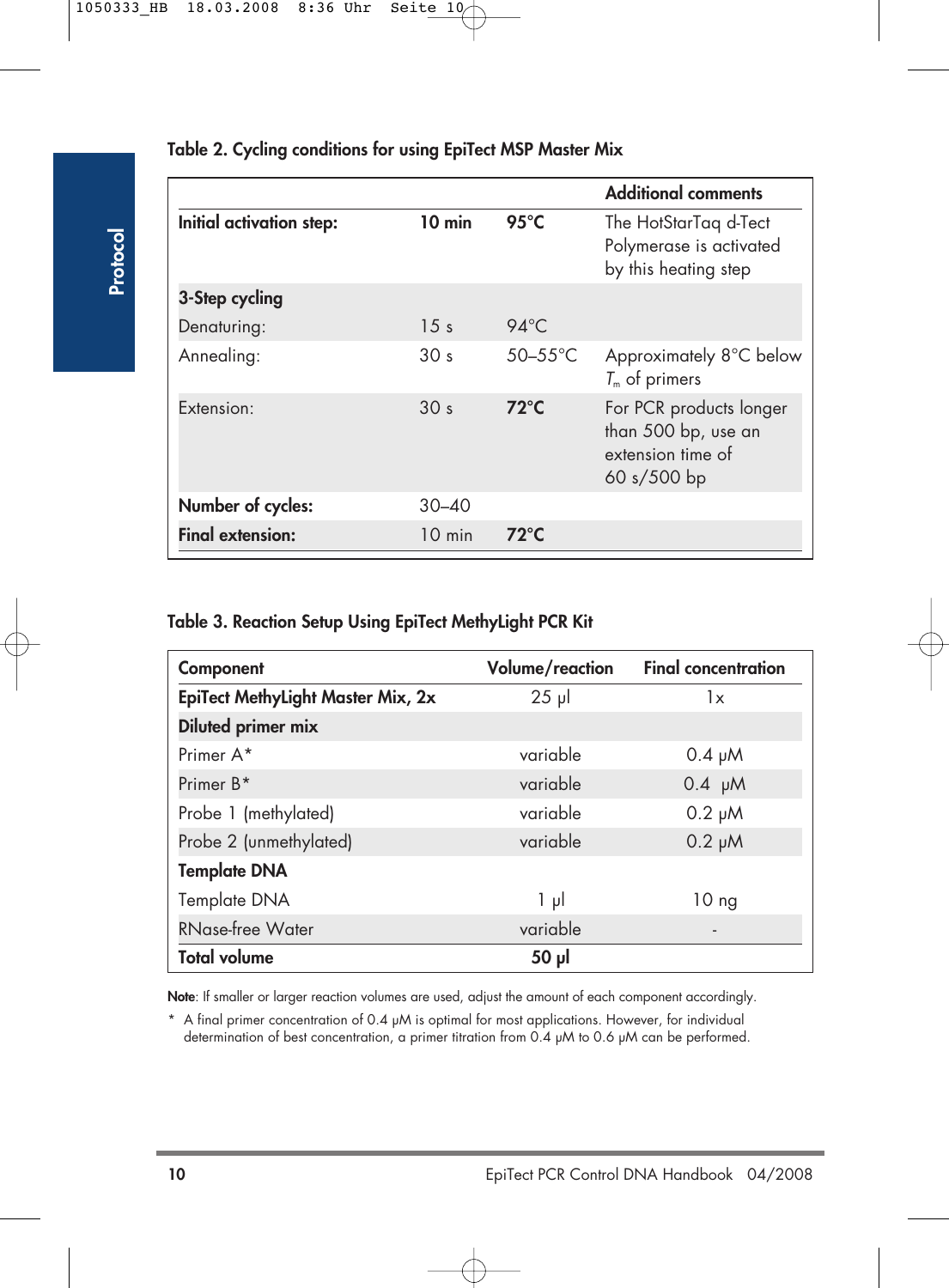**Table 2. Cycling conditions for using EpiTect MSP Master Mix**

| | | | Additional comments |
|---|---|---|---|
| **Initial activation step:** | **10 min** | **95°C** | The HotStarTaq d-Tect Polymerase is activated by this heating step |
| **3-Step cycling** | | | |
| Denaturing: | 15 s | 94°C | |
| Annealing: | 30 s | 50–55°C | Approximately 8°C below $T_m$ of primers |
| Extension: | 30 s | **72°C** | For PCR products longer than 500 bp, use an extension time of 60 s/500 bp |
| **Number of cycles:** | 30–40 | | |
| **Final extension:** | 10 min | **72°C** | |

**Table 3. Reaction Setup Using EpiTect MethyLight PCR Kit**

| Component | Volume/reaction | Final concentration |
|---|---|---|
| **EpiTect MethyLight Master Mix, 2x** | 25 µl | 1x |
| **Diluted primer mix** | | |
| Primer A* | variable | 0.4 µM |
| Primer B* | variable | 0.4 µM |
| Probe 1 (methylated) | variable | 0.2 µM |
| Probe 2 (unmethylated) | variable | 0.2 µM |
| **Template DNA** | | |
| Template DNA | 1 µl | 10 ng |
| RNase-free Water | variable | - |
| **Total volume** | **50 µl** | |

**Note**: If smaller or larger reaction volumes are used, adjust the amount of each component accordingly.

\* A final primer concentration of 0.4 µM is optimal for most applications. However, for individual determination of best concentration, a primer titration from 0.4 µM to 0.6 µM can be performed.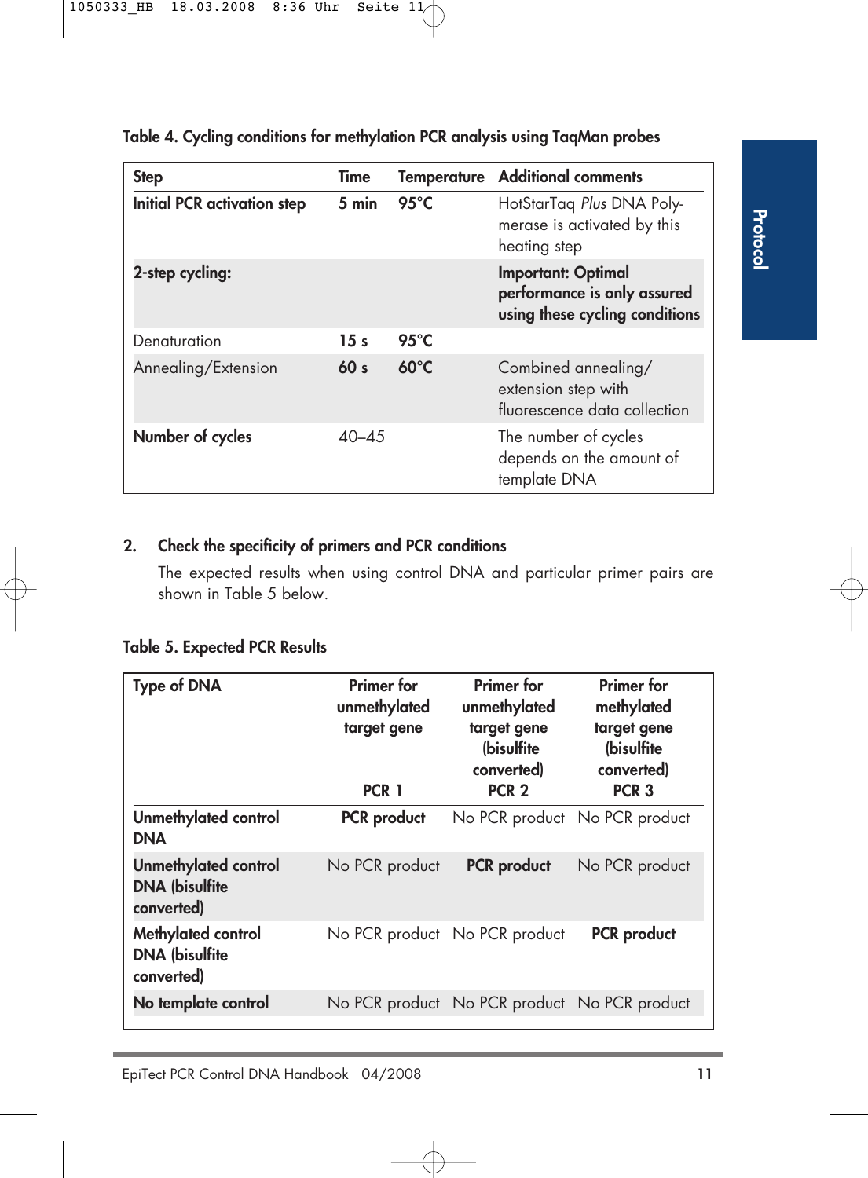**Table 4. Cycling conditions for methylation PCR analysis using TaqMan probes**

| Step | Time | Temperature | Additional comments |
|---|---|---|---|
| **Initial PCR activation step** | **5 min** | **95°C** | HotStarTaq *Plus* DNA Polymerase is activated by this heating step |
| **2-step cycling:** | | | **Important: Optimal performance is only assured using these cycling conditions** |
| Denaturation | **15 s** | **95°C** | |
| Annealing/Extension | **60 s** | **60°C** | Combined annealing/ extension step with fluorescence data collection |
| **Number of cycles** | 40–45 | | The number of cycles depends on the amount of template DNA |

**2. Check the specificity of primers and PCR conditions**

The expected results when using control DNA and particular primer pairs are shown in Table 5 below.

**Table 5. Expected PCR Results**

| Type of DNA | Primer for unmethylated target gene PCR 1 | Primer for unmethylated target gene (bisulfite converted) PCR 2 | Primer for methylated target gene (bisulfite converted) PCR 3 |
|---|---|---|---|
| **Unmethylated control DNA** | **PCR product** | No PCR product | No PCR product |
| **Unmethylated control DNA (bisulfite converted)** | No PCR product | **PCR product** | No PCR product |
| **Methylated control DNA (bisulfite converted)** | No PCR product | No PCR product | **PCR product** |
| **No template control** | No PCR product | No PCR product | No PCR product |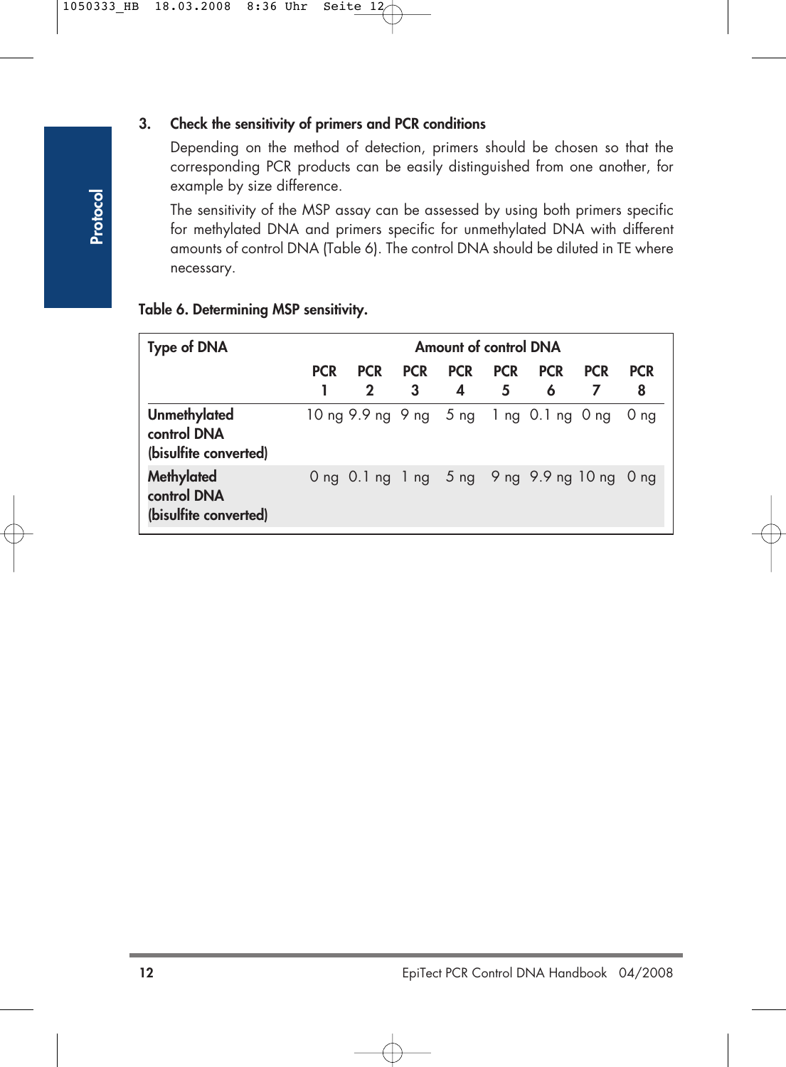**3. Check the sensitivity of primers and PCR conditions**

Depending on the method of detection, primers should be chosen so that the corresponding PCR products can be easily distinguished from one another, for example by size difference.

The sensitivity of the MSP assay can be assessed by using both primers specific for methylated DNA and primers specific for unmethylated DNA with different amounts of control DNA (Table 6). The control DNA should be diluted in TE where necessary.

**Table 6. Determining MSP sensitivity.**

| Type of DNA | Amount of control DNA | | | | | | | |
|---|---|---|---|---|---|---|---|---|
| | PCR 1 | PCR 2 | PCR 3 | PCR 4 | PCR 5 | PCR 6 | PCR 7 | PCR 8 |
| **Unmethylated control DNA (bisulfite converted)** | 10 ng | 9.9 ng | 9 ng | 5 ng | 1 ng | 0.1 ng | 0 ng | 0 ng |
| **Methylated control DNA (bisulfite converted)** | 0 ng | 0.1 ng | 1 ng | 5 ng | 9 ng | 9.9 ng | 10 ng | 0 ng |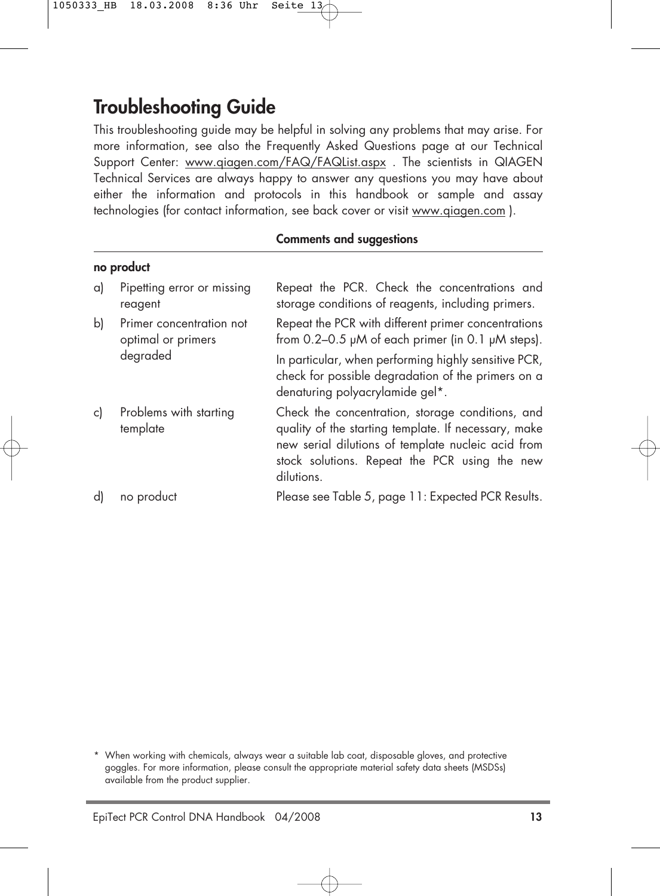# Troubleshooting Guide

This troubleshooting guide may be helpful in solving any problems that may arise. For more information, see also the Frequently Asked Questions page at our Technical Support Center: www.qiagen.com/FAQ/FAQList.aspx . The scientists in QIAGEN Technical Services are always happy to answer any questions you may have about either the information and protocols in this handbook or sample and assay technologies (for contact information, see back cover or visit www.qiagen.com ).

| | | Comments and suggestions |
|---|---|---|
| **no product** | | |
| a) | Pipetting error or missing reagent | Repeat the PCR. Check the concentrations and storage conditions of reagents, including primers. |
| b) | Primer concentration not optimal or primers degraded | Repeat the PCR with different primer concentrations from 0.2–0.5 µM of each primer (in 0.1 µM steps).<br><br>In particular, when performing highly sensitive PCR, check for possible degradation of the primers on a denaturing polyacrylamide gel*. |
| c) | Problems with starting template | Check the concentration, storage conditions, and quality of the starting template. If necessary, make new serial dilutions of template nucleic acid from stock solutions. Repeat the PCR using the new dilutions. |
| d) | no product | Please see Table 5, page 11: Expected PCR Results. |

\* When working with chemicals, always wear a suitable lab coat, disposable gloves, and protective goggles. For more information, please consult the appropriate material safety data sheets (MSDSs) available from the product supplier.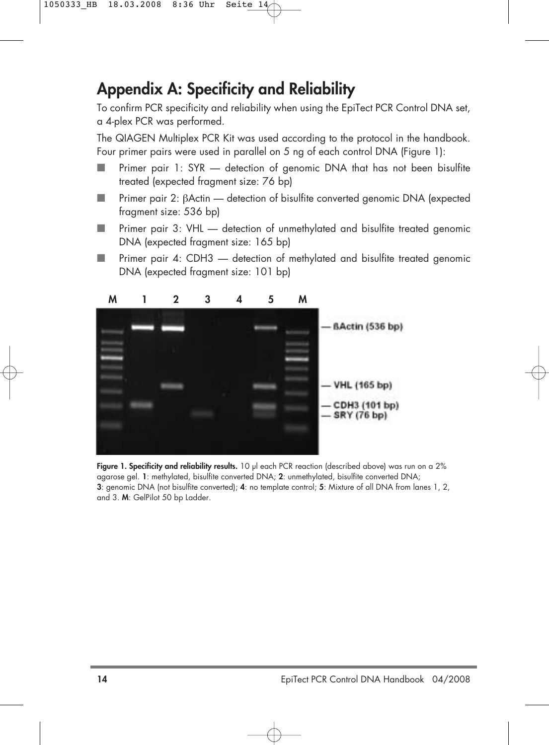# Appendix A: Specificity and Reliability

To confirm PCR specificity and reliability when using the EpiTect PCR Control DNA set, a 4-plex PCR was performed.

The QIAGEN Multiplex PCR Kit was used according to the protocol in the handbook. Four primer pairs were used in parallel on 5 ng of each control DNA (Figure 1):

- Primer pair 1: SYR — detection of genomic DNA that has not been bisulfite treated (expected fragment size: 76 bp)
- Primer pair 2: βActin — detection of bisulfite converted genomic DNA (expected fragment size: 536 bp)
- Primer pair 3: VHL — detection of unmethylated and bisulfite treated genomic DNA (expected fragment size: 165 bp)
- Primer pair 4: CDH3 — detection of methylated and bisulfite treated genomic DNA (expected fragment size: 101 bp)

**Figure 1. Specificity and reliability results.** 10 µl each PCR reaction (described above) was run on a 2% agarose gel. **1**: methylated, bisulfite converted DNA; **2**: unmethylated, bisulfite converted DNA; **3**: genomic DNA (not bisulfite converted); **4**: no template control; **5**: Mixture of all DNA from lanes 1, 2, and 3. **M**: GelPilot 50 bp Ladder.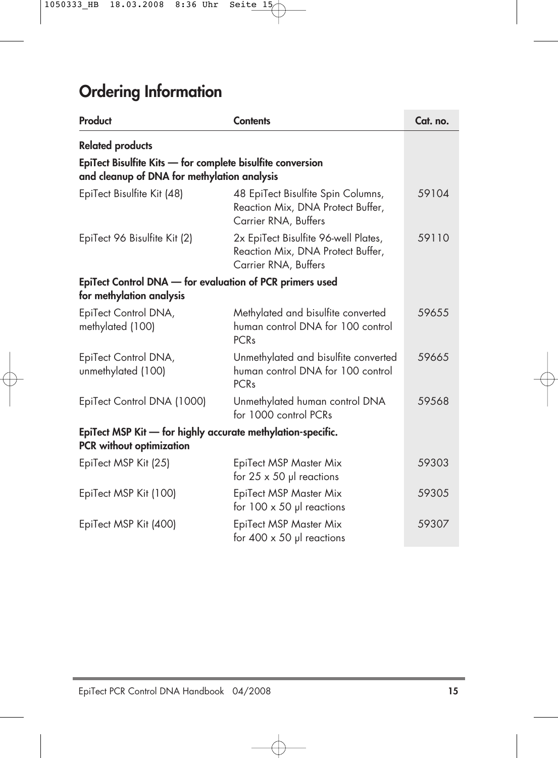# Ordering Information

| Product | Contents | Cat. no. |
|---|---|---|
| **Related products** | | |
| **EpiTect Bisulfite Kits — for complete bisulfite conversion and cleanup of DNA for methylation analysis** | | |
| EpiTect Bisulfite Kit (48) | 48 EpiTect Bisulfite Spin Columns, Reaction Mix, DNA Protect Buffer, Carrier RNA, Buffers | 59104 |
| EpiTect 96 Bisulfite Kit (2) | 2x EpiTect Bisulfite 96-well Plates, Reaction Mix, DNA Protect Buffer, Carrier RNA, Buffers | 59110 |
| **EpiTect Control DNA — for evaluation of PCR primers used for methylation analysis** | | |
| EpiTect Control DNA, methylated (100) | Methylated and bisulfite converted human control DNA for 100 control PCRs | 59655 |
| EpiTect Control DNA, unmethylated (100) | Unmethylated and bisulfite converted human control DNA for 100 control PCRs | 59665 |
| EpiTect Control DNA (1000) | Unmethylated human control DNA for 1000 control PCRs | 59568 |
| **EpiTect MSP Kit — for highly accurate methylation-specific. PCR without optimization** | | |
| EpiTect MSP Kit (25) | EpiTect MSP Master Mix for 25 x 50 µl reactions | 59303 |
| EpiTect MSP Kit (100) | EpiTect MSP Master Mix for 100 x 50 µl reactions | 59305 |
| EpiTect MSP Kit (400) | EpiTect MSP Master Mix for 400 x 50 µl reactions | 59307 |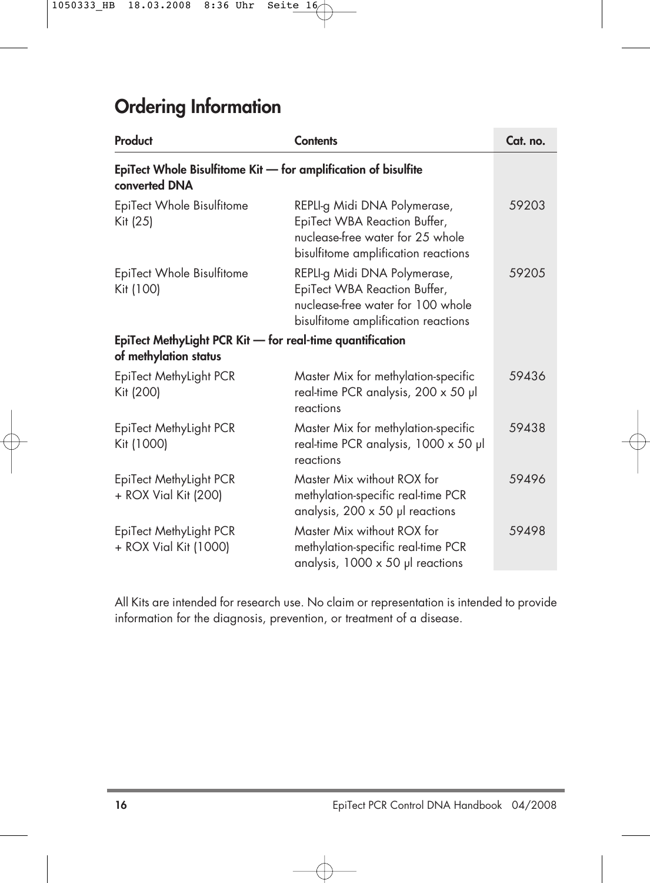# Ordering Information

| Product | Contents | Cat. no. |
|---|---|---|
| **EpiTect Whole Bisulfitome Kit — for amplification of bisulfite converted DNA** | | |
| EpiTect Whole Bisulfitome Kit (25) | REPLI-g Midi DNA Polymerase, EpiTect WBA Reaction Buffer, nuclease-free water for 25 whole bisulfitome amplification reactions | 59203 |
| EpiTect Whole Bisulfitome Kit (100) | REPLI-g Midi DNA Polymerase, EpiTect WBA Reaction Buffer, nuclease-free water for 100 whole bisulfitome amplification reactions | 59205 |
| **EpiTect MethyLight PCR Kit — for real-time quantification of methylation status** | | |
| EpiTect MethyLight PCR Kit (200) | Master Mix for methylation-specific real-time PCR analysis, 200 x 50 µl reactions | 59436 |
| EpiTect MethyLight PCR Kit (1000) | Master Mix for methylation-specific real-time PCR analysis, 1000 x 50 µl reactions | 59438 |
| EpiTect MethyLight PCR + ROX Vial Kit (200) | Master Mix without ROX for methylation-specific real-time PCR analysis, 200 x 50 µl reactions | 59496 |
| EpiTect MethyLight PCR + ROX Vial Kit (1000) | Master Mix without ROX for methylation-specific real-time PCR analysis, 1000 x 50 µl reactions | 59498 |

All Kits are intended for research use. No claim or representation is intended to provide information for the diagnosis, prevention, or treatment of a disease.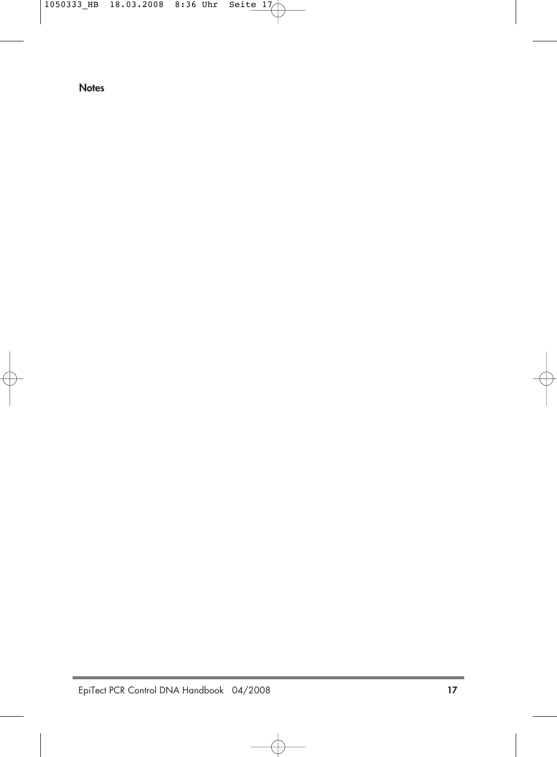**Notes**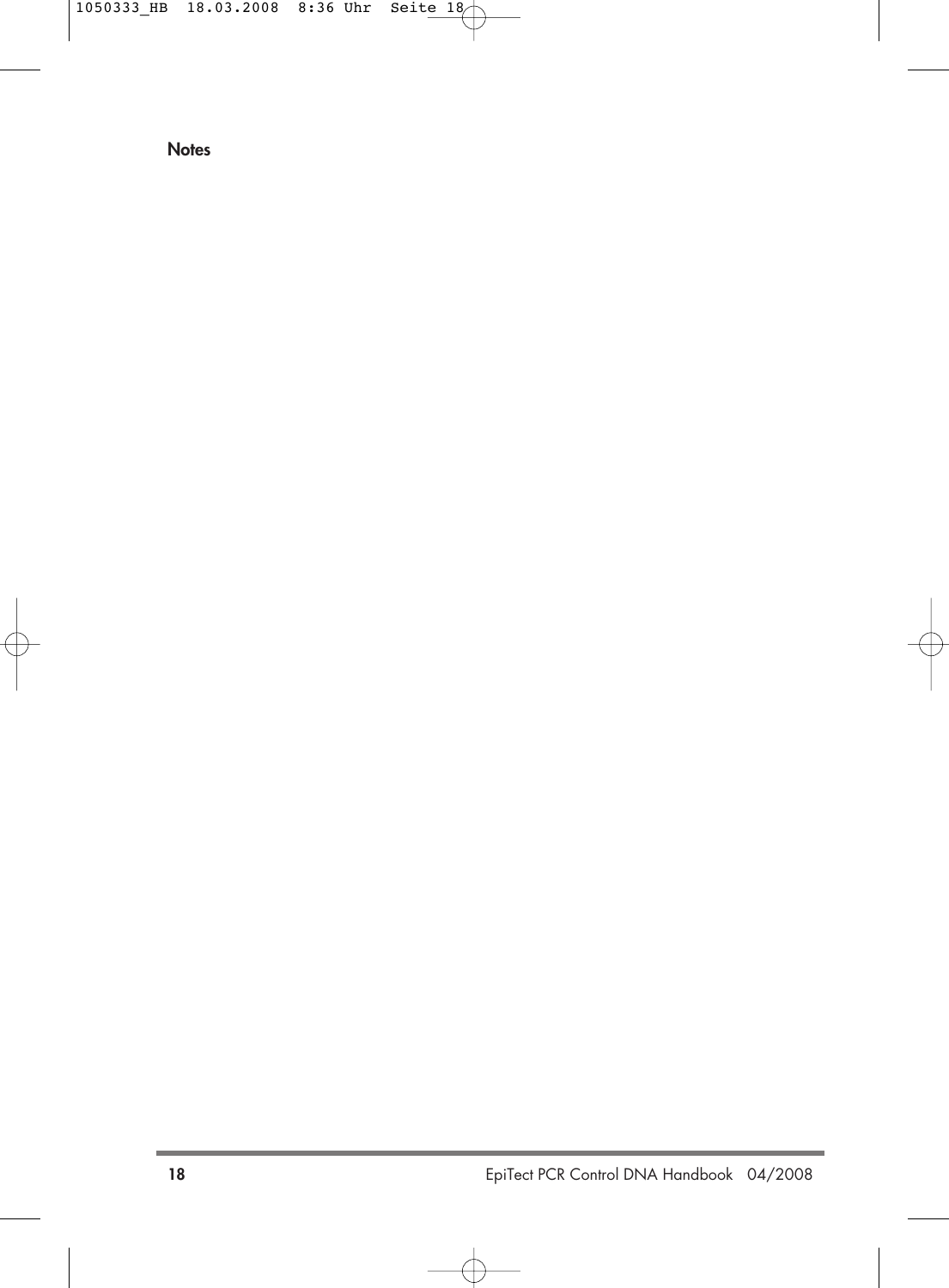**Notes**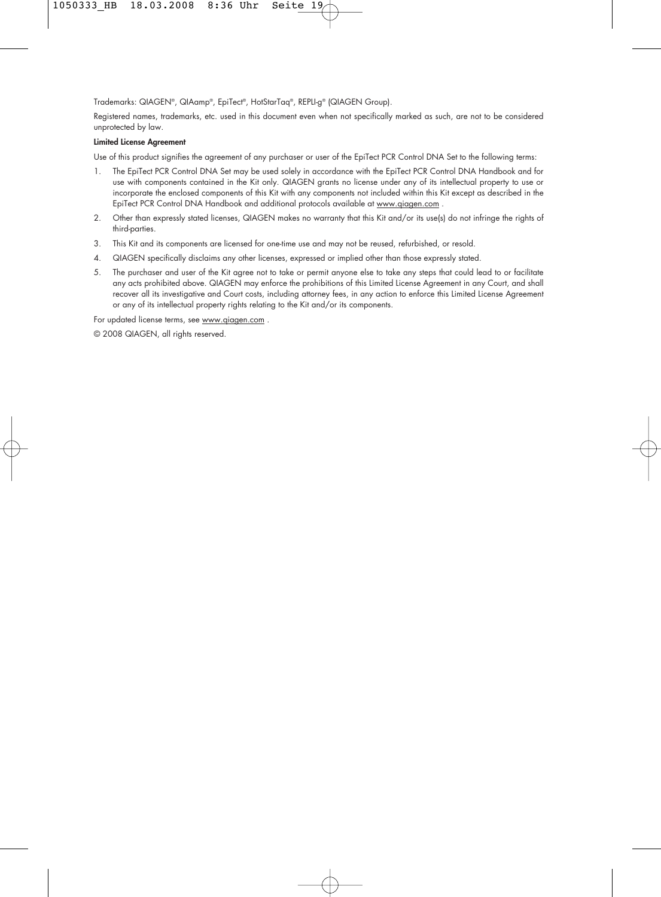Trademarks: QIAGEN®, QIAamp®, EpiTect®, HotStarTaq®, REPLI-g® (QIAGEN Group).

Registered names, trademarks, etc. used in this document even when not specifically marked as such, are not to be considered unprotected by law.

**Limited License Agreement**

Use of this product signifies the agreement of any purchaser or user of the EpiTect PCR Control DNA Set to the following terms:

1. The EpiTect PCR Control DNA Set may be used solely in accordance with the EpiTect PCR Control DNA Handbook and for use with components contained in the Kit only. QIAGEN grants no license under any of its intellectual property to use or incorporate the enclosed components of this Kit with any components not included within this Kit except as described in the EpiTect PCR Control DNA Handbook and additional protocols available at www.qiagen.com .
2. Other than expressly stated licenses, QIAGEN makes no warranty that this Kit and/or its use(s) do not infringe the rights of third-parties.
3. This Kit and its components are licensed for one-time use and may not be reused, refurbished, or resold.
4. QIAGEN specifically disclaims any other licenses, expressed or implied other than those expressly stated.
5. The purchaser and user of the Kit agree not to take or permit anyone else to take any steps that could lead to or facilitate any acts prohibited above. QIAGEN may enforce the prohibitions of this Limited License Agreement in any Court, and shall recover all its investigative and Court costs, including attorney fees, in any action to enforce this Limited License Agreement or any of its intellectual property rights relating to the Kit and/or its components.

For updated license terms, see www.qiagen.com .

© 2008 QIAGEN, all rights reserved.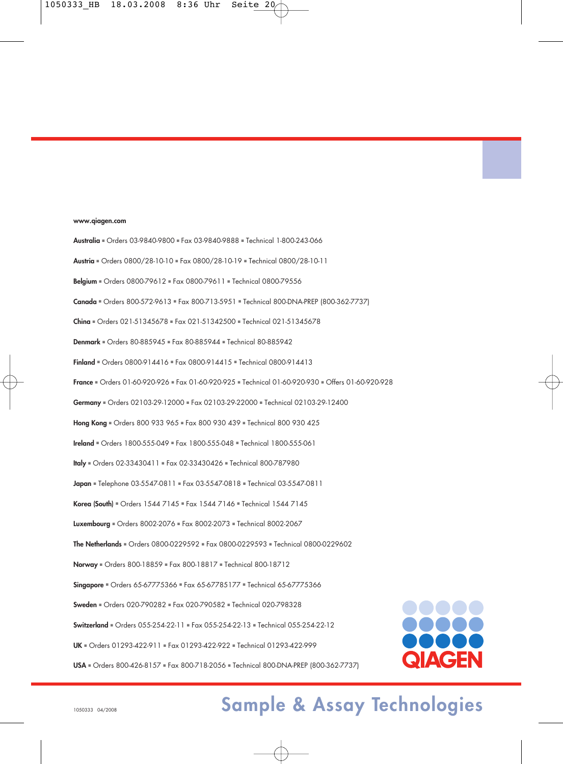www.qiagen.com

**Australia** ▪ Orders 03-9840-9800 ▪ Fax 03-9840-9888 ▪ Technical 1-800-243-066

**Austria** ▪ Orders 0800/28-10-10 ▪ Fax 0800/28-10-19 ▪ Technical 0800/28-10-11

**Belgium** ▪ Orders 0800-79612 ▪ Fax 0800-79611 ▪ Technical 0800-79556

**Canada** ▪ Orders 800-572-9613 ▪ Fax 800-713-5951 ▪ Technical 800-DNA-PREP (800-362-7737)

**China** ▪ Orders 021-51345678 ▪ Fax 021-51342500 ▪ Technical 021-51345678

**Denmark** ▪ Orders 80-885945 ▪ Fax 80-885944 ▪ Technical 80-885942

**Finland** ▪ Orders 0800-914416 ▪ Fax 0800-914415 ▪ Technical 0800-914413

**France** ▪ Orders 01-60-920-926 ▪ Fax 01-60-920-925 ▪ Technical 01-60-920-930 ▪ Offers 01-60-920-928

**Germany** ▪ Orders 02103-29-12000 ▪ Fax 02103-29-22000 ▪ Technical 02103-29-12400

**Hong Kong** ▪ Orders 800 933 965 ▪ Fax 800 930 439 ▪ Technical 800 930 425

**Ireland** ▪ Orders 1800-555-049 ▪ Fax 1800-555-048 ▪ Technical 1800-555-061

**Italy** ▪ Orders 02-33430411 ▪ Fax 02-33430426 ▪ Technical 800-787980

**Japan** ▪ Telephone 03-5547-0811 ▪ Fax 03-5547-0818 ▪ Technical 03-5547-0811

**Korea (South)** ▪ Orders 1544 7145 ▪ Fax 1544 7146 ▪ Technical 1544 7145

**Luxembourg** ▪ Orders 8002-2076 ▪ Fax 8002-2073 ▪ Technical 8002-2067

**The Netherlands** ▪ Orders 0800-0229592 ▪ Fax 0800-0229593 ▪ Technical 0800-0229602

**Norway** ▪ Orders 800-18859 ▪ Fax 800-18817 ▪ Technical 800-18712

**Singapore** ▪ Orders 65-67775366 ▪ Fax 65-67785177 ▪ Technical 65-67775366

**Sweden** ▪ Orders 020-790282 ▪ Fax 020-790582 ▪ Technical 020-798328

**Switzerland** ▪ Orders 055-254-22-11 ▪ Fax 055-254-22-13 ▪ Technical 055-254-22-12

**UK** ▪ Orders 01293-422-911 ▪ Fax 01293-422-922 ▪ Technical 01293-422-999

**USA** ▪ Orders 800-426-8157 ▪ Fax 800-718-2056 ▪ Technical 800-DNA-PREP (800-362-7737)

QIAGEN

1050333 04/2008

Sample & Assay Technologies